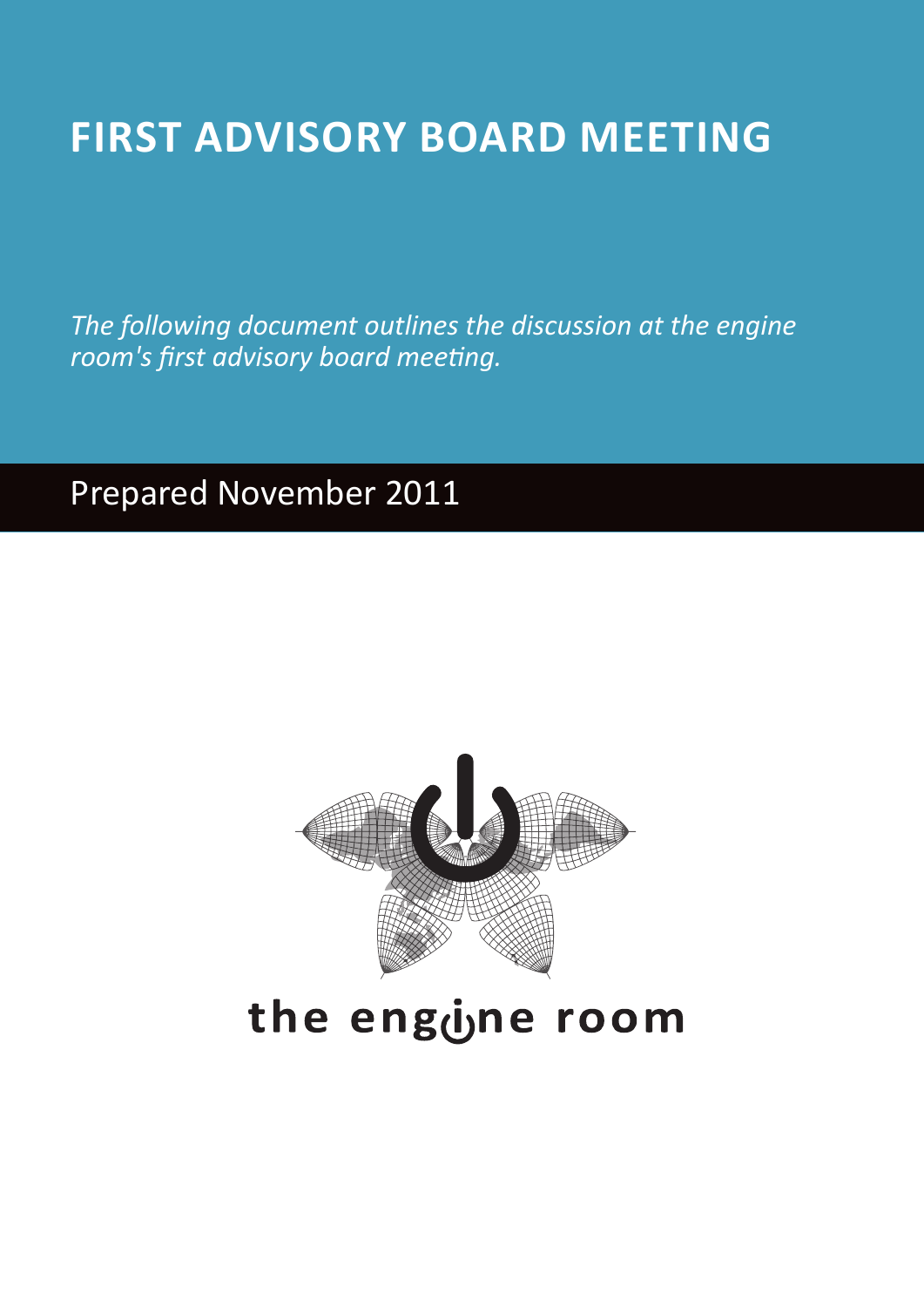# FIRST ADVISORY BOARD MEETING

*The following document outlines the discussion at the engine room's first advisory board meeting.*

Prepared November 2011

the engine room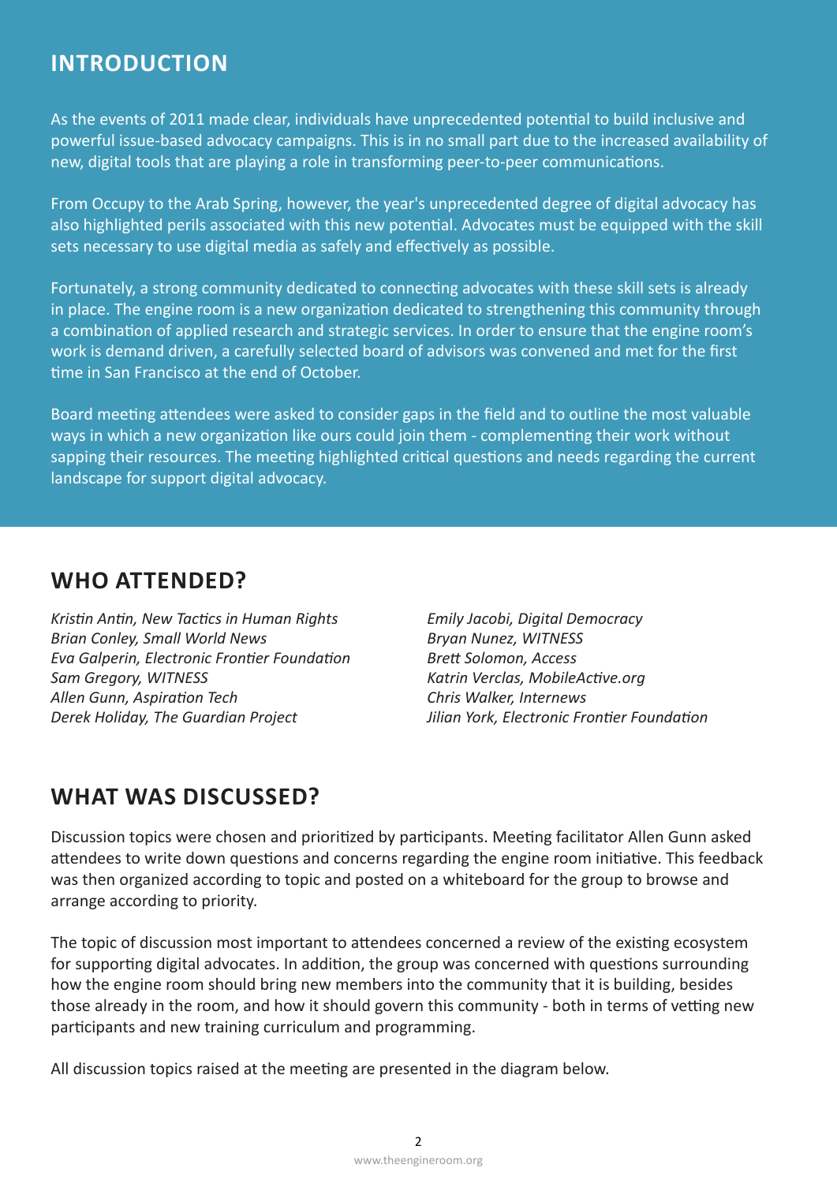## INTRODUCTION

As the events of 2011 made clear, individuals have unprecedented potential to build inclusive and powerful issue-based advocacy campaigns. This is in no small part due to the increased availability of new, digital tools that are playing a role in transforming peer-to-peer communications.

From Occupy to the Arab Spring, however, the year's unprecedented degree of digital advocacy has also highlighted perils associated with this new potential. Advocates must be equipped with the skill sets necessary to use digital media as safely and effectively as possible.

Fortunately, a strong community dedicated to connecting advocates with these skill sets is already in place. The engine room is a new organization dedicated to strengthening this community through a combination of applied research and strategic services. In order to ensure that the engine room's work is demand driven, a carefully selected board of advisors was convened and met for the first time in San Francisco at the end of October.

Board meeting attendees were asked to consider gaps in the field and to outline the most valuable ways in which a new organization like ours could join them - complementing their work without sapping their resources. The meeting highlighted critical questions and needs regarding the current landscape for support digital advocacy.

## WHO ATTENDED?

*Kristin Antin, New Tactics in Human Rights*
*Brian Conley, Small World News*
*Eva Galperin, Electronic Frontier Foundation*
*Sam Gregory, WITNESS*
*Allen Gunn, Aspiration Tech*
*Derek Holiday, The Guardian Project*
*Emily Jacobi, Digital Democracy*
*Bryan Nunez, WITNESS*
*Brett Solomon, Access*
*Katrin Verclas, MobileActive.org*
*Chris Walker, Internews*
*Jilian York, Electronic Frontier Foundation*

## WHAT WAS DISCUSSED?

Discussion topics were chosen and prioritized by participants. Meeting facilitator Allen Gunn asked attendees to write down questions and concerns regarding the engine room initiative. This feedback was then organized according to topic and posted on a whiteboard for the group to browse and arrange according to priority.

The topic of discussion most important to attendees concerned a review of the existing ecosystem for supporting digital advocates. In addition, the group was concerned with questions surrounding how the engine room should bring new members into the community that it is building, besides those already in the room, and how it should govern this community - both in terms of vetting new participants and new training curriculum and programming.

All discussion topics raised at the meeting are presented in the diagram below.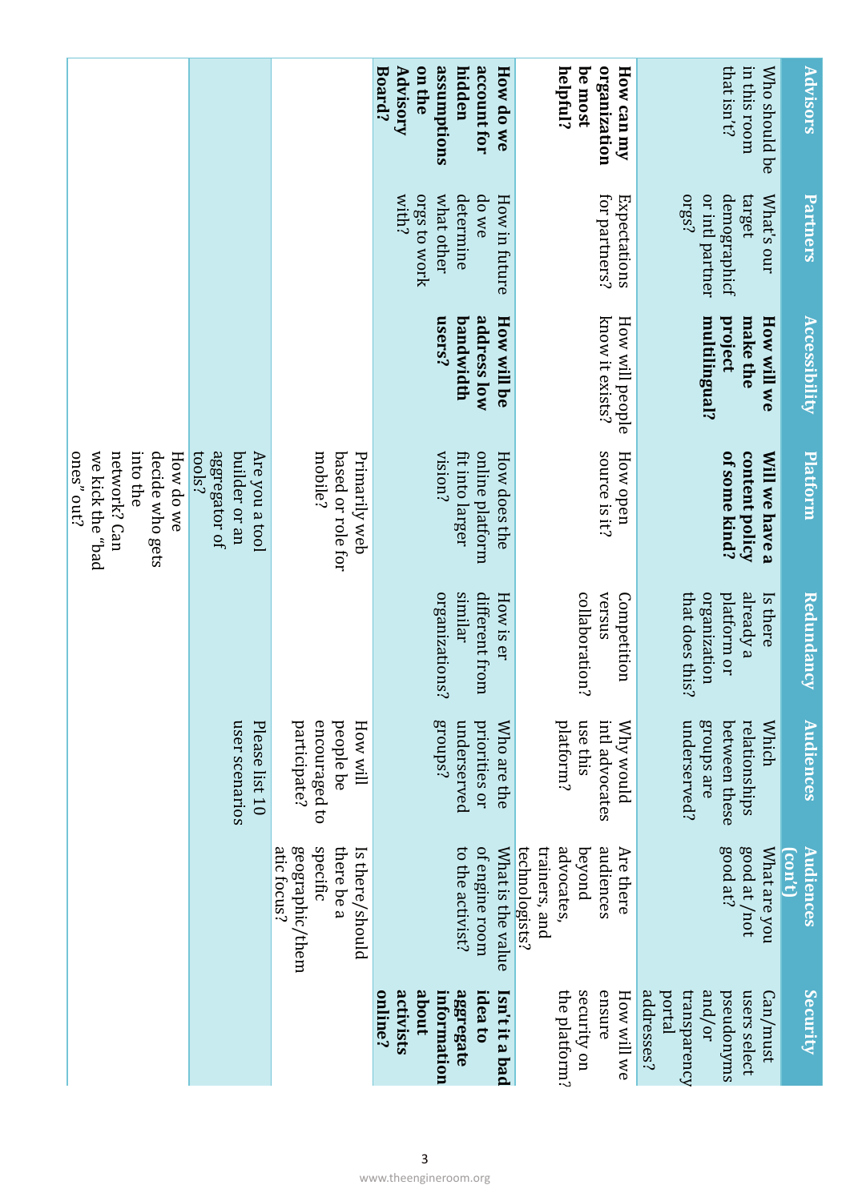| Advisors | Partners | Accessibility | Platform | Redundancy | Audiences | Audiences (con't) | Security |
|---|---|---|---|---|---|---|---|
| Who should be in this room that isn't? | What's our target demographic or intl partner orgs? | **How will we make the project multilingual?** | **Will we have a content policy of some kind?** | Is there already a platform or organization that does this? | Which relationships between these groups are underserved? | What are you good at/not good at? | Can/must users select pseudonyms and/or transparency portal addresses? |
| **How can my organization be most helpful?** | Expectations for partners? | How will people know it exists? | How open source is it? | Competition versus collaboration? | Why would intl advocates use this platform? | Are there audiences beyond advocates, trainers, and technologists? | How will we ensure security on the platform? |
| **How do we account for hidden assumptions on the Advisory Board?** | How in future do we determine what other orgs to work with? | **How will be address low bandwidth users?** | How does the online platform fit into larger vision? | How is er different from similar organizations? | Who are the priorities or underserved groups? | What is the value of engine room to the activist? | **Isn't it a bad idea to aggregate information about activists online?** |
| | | | Primarily web based or role for mobile? | | How will people be encouraged to participate? | Is there/should there be a specific geographic/thematic focus? | |
| | | | Are you a tool builder or an aggregator of tools? | | Please list 10 user scenarios | | |
| | | | How do we decide who gets into the network? Can we kick the "bad ones" out? | | | | |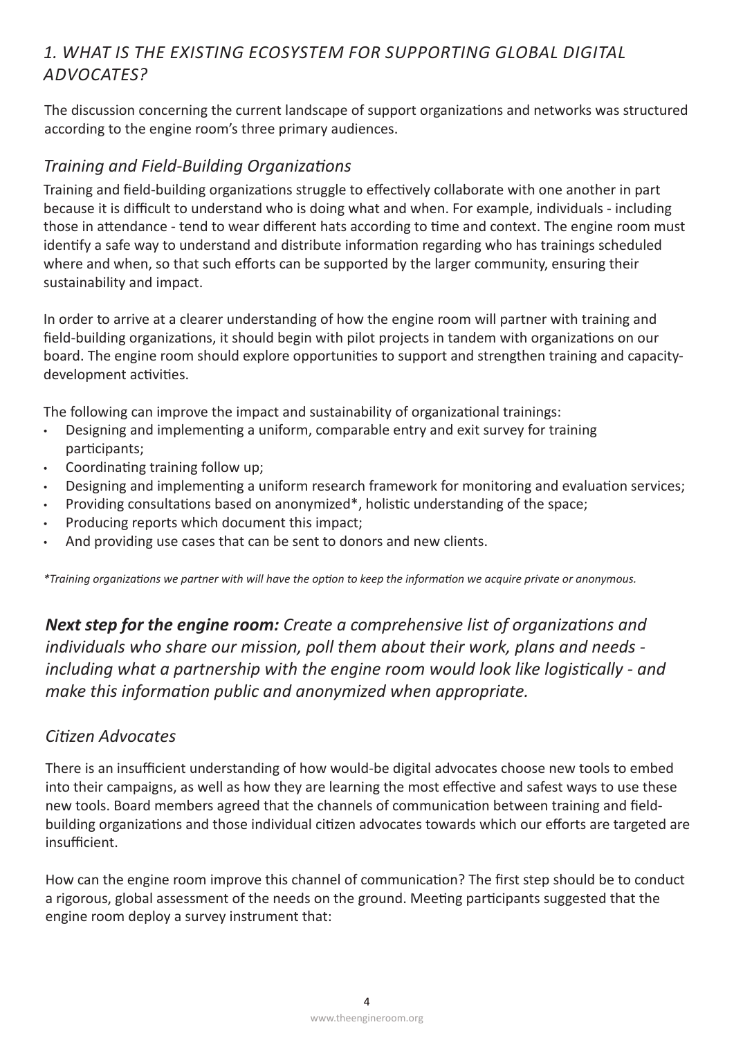## *1. WHAT IS THE EXISTING ECOSYSTEM FOR SUPPORTING GLOBAL DIGITAL ADVOCATES?*

The discussion concerning the current landscape of support organizations and networks was structured according to the engine room's three primary audiences.

### *Training and Field-Building Organizations*

Training and field-building organizations struggle to effectively collaborate with one another in part because it is difficult to understand who is doing what and when. For example, individuals - including those in attendance - tend to wear different hats according to time and context. The engine room must identify a safe way to understand and distribute information regarding who has trainings scheduled where and when, so that such efforts can be supported by the larger community, ensuring their sustainability and impact.

In order to arrive at a clearer understanding of how the engine room will partner with training and field-building organizations, it should begin with pilot projects in tandem with organizations on our board. The engine room should explore opportunities to support and strengthen training and capacity-development activities.

The following can improve the impact and sustainability of organizational trainings:

- Designing and implementing a uniform, comparable entry and exit survey for training participants;
- Coordinating training follow up;
- Designing and implementing a uniform research framework for monitoring and evaluation services;
- Providing consultations based on anonymized*, holistic understanding of the space;
- Producing reports which document this impact;
- And providing use cases that can be sent to donors and new clients.

*\*Training organizations we partner with will have the option to keep the information we acquire private or anonymous.*

***Next step for the engine room:** Create a comprehensive list of organizations and individuals who share our mission, poll them about their work, plans and needs - including what a partnership with the engine room would look like logistically - and make this information public and anonymized when appropriate.*

### *Citizen Advocates*

There is an insufficient understanding of how would-be digital advocates choose new tools to embed into their campaigns, as well as how they are learning the most effective and safest ways to use these new tools. Board members agreed that the channels of communication between training and field-building organizations and those individual citizen advocates towards which our efforts are targeted are insufficient.

How can the engine room improve this channel of communication? The first step should be to conduct a rigorous, global assessment of the needs on the ground. Meeting participants suggested that the engine room deploy a survey instrument that: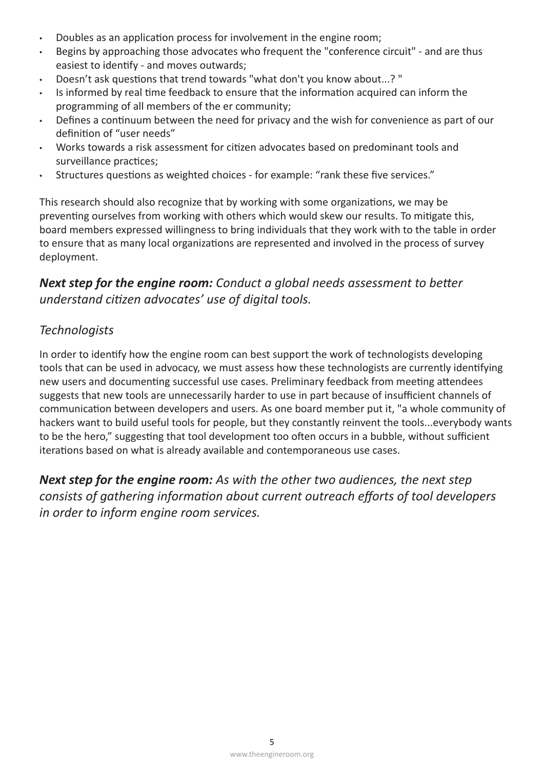- Doubles as an application process for involvement in the engine room;
- Begins by approaching those advocates who frequent the "conference circuit" - and are thus easiest to identify - and moves outwards;
- Doesn't ask questions that trend towards "what don't you know about...? "
- Is informed by real time feedback to ensure that the information acquired can inform the programming of all members of the er community;
- Defines a continuum between the need for privacy and the wish for convenience as part of our definition of "user needs"
- Works towards a risk assessment for citizen advocates based on predominant tools and surveillance practices;
- Structures questions as weighted choices - for example: "rank these five services."

This research should also recognize that by working with some organizations, we may be preventing ourselves from working with others which would skew our results. To mitigate this, board members expressed willingness to bring individuals that they work with to the table in order to ensure that as many local organizations are represented and involved in the process of survey deployment.

***Next step for the engine room:*** *Conduct a global needs assessment to better understand citizen advocates' use of digital tools.*

### *Technologists*

In order to identify how the engine room can best support the work of technologists developing tools that can be used in advocacy, we must assess how these technologists are currently identifying new users and documenting successful use cases. Preliminary feedback from meeting attendees suggests that new tools are unnecessarily harder to use in part because of insufficient channels of communication between developers and users. As one board member put it, "a whole community of hackers want to build useful tools for people, but they constantly reinvent the tools...everybody wants to be the hero," suggesting that tool development too often occurs in a bubble, without sufficient iterations based on what is already available and contemporaneous use cases.

***Next step for the engine room:*** *As with the other two audiences, the next step consists of gathering information about current outreach efforts of tool developers in order to inform engine room services.*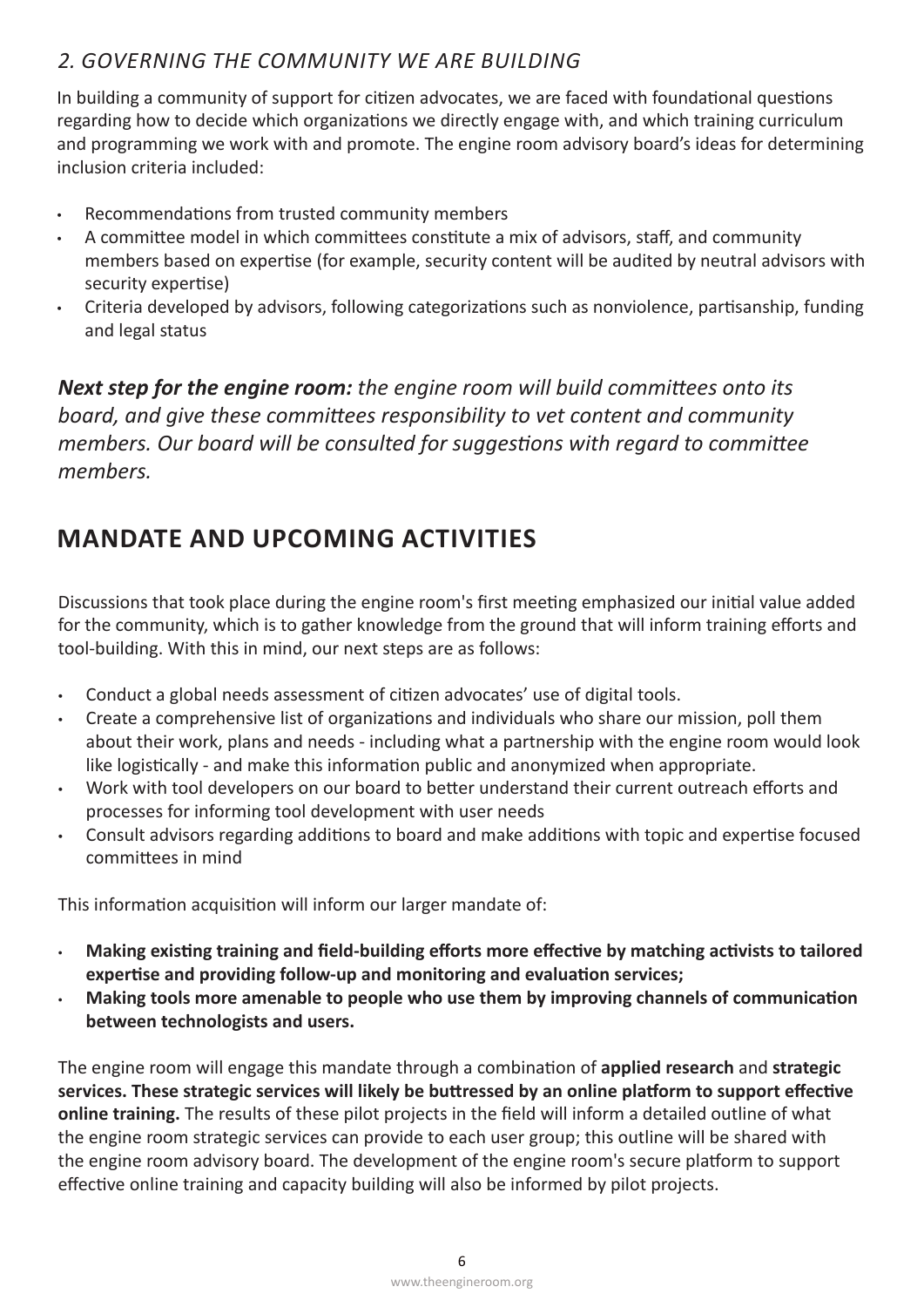### *2. GOVERNING THE COMMUNITY WE ARE BUILDING*

In building a community of support for citizen advocates, we are faced with foundational questions regarding how to decide which organizations we directly engage with, and which training curriculum and programming we work with and promote. The engine room advisory board's ideas for determining inclusion criteria included:

- Recommendations from trusted community members
- A committee model in which committees constitute a mix of advisors, staff, and community members based on expertise (for example, security content will be audited by neutral advisors with security expertise)
- Criteria developed by advisors, following categorizations such as nonviolence, partisanship, funding and legal status

***Next step for the engine room:*** *the engine room will build committees onto its board, and give these committees responsibility to vet content and community members. Our board will be consulted for suggestions with regard to committee members.*

## MANDATE AND UPCOMING ACTIVITIES

Discussions that took place during the engine room's first meeting emphasized our initial value added for the community, which is to gather knowledge from the ground that will inform training efforts and tool-building. With this in mind, our next steps are as follows:

- Conduct a global needs assessment of citizen advocates' use of digital tools.
- Create a comprehensive list of organizations and individuals who share our mission, poll them about their work, plans and needs - including what a partnership with the engine room would look like logistically - and make this information public and anonymized when appropriate.
- Work with tool developers on our board to better understand their current outreach efforts and processes for informing tool development with user needs
- Consult advisors regarding additions to board and make additions with topic and expertise focused committees in mind

This information acquisition will inform our larger mandate of:

- **Making existing training and field-building efforts more effective by matching activists to tailored expertise and providing follow-up and monitoring and evaluation services;**
- **Making tools more amenable to people who use them by improving channels of communication between technologists and users.**

The engine room will engage this mandate through a combination of **applied research** and **strategic services. These strategic services will likely be buttressed by an online platform to support effective online training.** The results of these pilot projects in the field will inform a detailed outline of what the engine room strategic services can provide to each user group; this outline will be shared with the engine room advisory board. The development of the engine room's secure platform to support effective online training and capacity building will also be informed by pilot projects.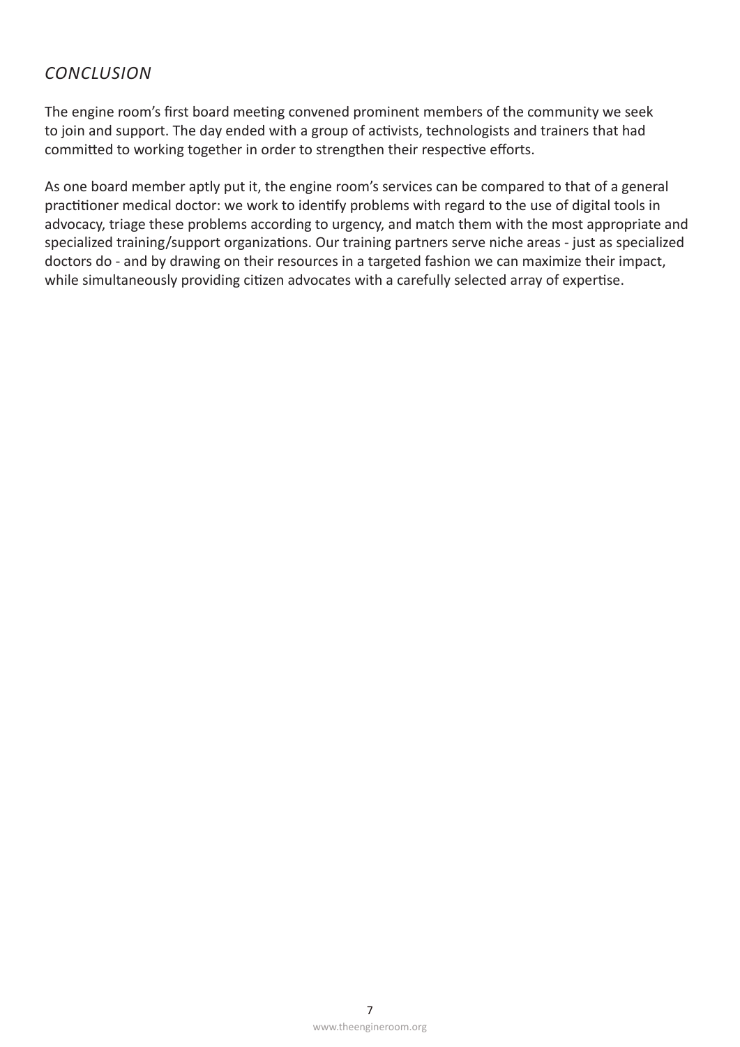## *CONCLUSION*

The engine room's first board meeting convened prominent members of the community we seek to join and support. The day ended with a group of activists, technologists and trainers that had committed to working together in order to strengthen their respective efforts.

As one board member aptly put it, the engine room's services can be compared to that of a general practitioner medical doctor: we work to identify problems with regard to the use of digital tools in advocacy, triage these problems according to urgency, and match them with the most appropriate and specialized training/support organizations. Our training partners serve niche areas - just as specialized doctors do - and by drawing on their resources in a targeted fashion we can maximize their impact, while simultaneously providing citizen advocates with a carefully selected array of expertise.